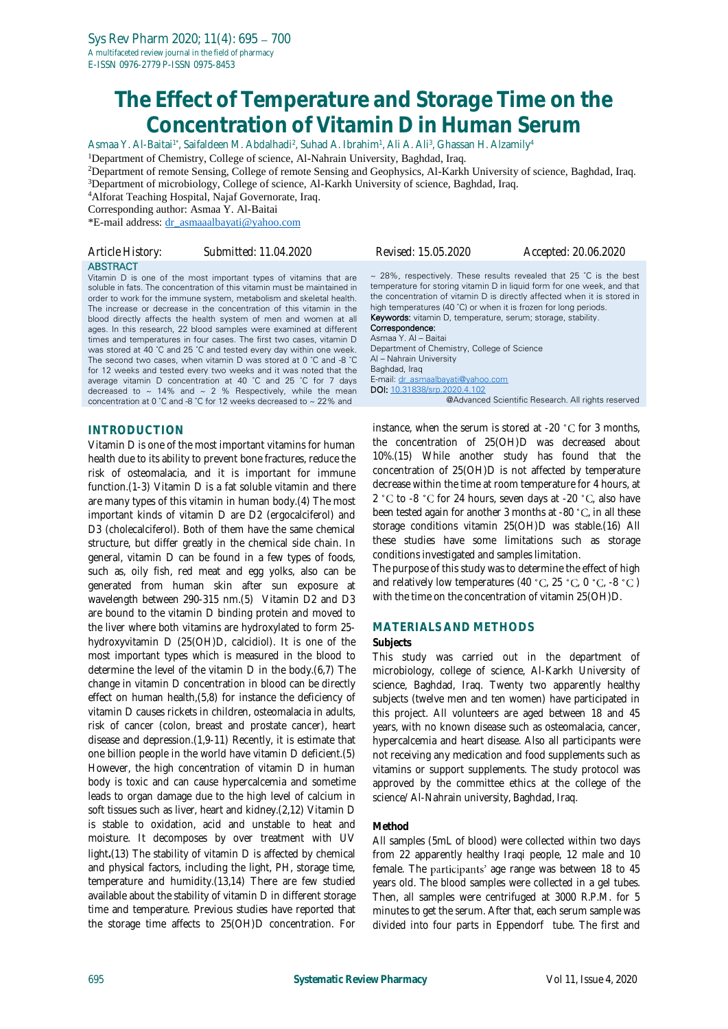# The Effect of Temperature and Storage Time on the Concentration of Vitamin D in Human Serum

Asmaa Y. Al-Baitai[1*], Saifaldeen M. Abdalhadi[2], Suhad A. Ibrahim[1], Ali A. Ali[3], Ghassan H. Alzamily[4]

[1]Department of Chemistry, College of science, Al-Nahrain University, Baghdad, Iraq.

[2]Department of remote Sensing, College of remote Sensing and Geophysics, Al-Karkh University of science, Baghdad, Iraq.

[3]Department of microbiology, College of science, Al-Karkh University of science, Baghdad, Iraq.

[4]Alforat Teaching Hospital, Najaf Governorate, Iraq.

Corresponding author: Asmaa Y. Al-Baitai

*E-mail address: dr_asmaaalbayati@yahoo.com

Article History: Submitted: 11.04.2020 Revised: 15.05.2020 Accepted: 20.06.2020

## ABSTRACT

Vitamin D is one of the most important types of vitamins that are soluble in fats. The concentration of this vitamin must be maintained in order to work for the immune system, metabolism and skeletal health. The increase or decrease in the concentration of this vitamin in the blood directly affects the health system of men and women at all ages. In this research, 22 blood samples were examined at different times and temperatures in four cases. The first two cases, vitamin D was stored at 40 ˚C and 25 ˚C and tested every day within one week. The second two cases, when vitamin D was stored at 0 ˚C and -8 ˚C for 12 weeks and tested every two weeks and it was noted that the average vitamin D concentration at 40 ˚C and 25 ˚C for 7 days decreased to ~ 14% and ~ 2 % Respectively, while the mean concentration at 0 ˚C and -8 ˚C for 12 weeks decreased to ~ 22% and ~ 28%, respectively. These results revealed that 25 ˚C is the best temperature for storing vitamin D in liquid form for one week, and that the concentration of vitamin D is directly affected when it is stored in high temperatures (40 ˚C) or when it is frozen for long periods.

**Keywords:** vitamin D, temperature, serum; storage, stability.

**Correspondence:**
Asmaa Y. Al – Baitai
Department of Chemistry, College of Science
Al – Nahrain University
Baghdad, Iraq
E-mail: dr_asmaalbayati@yahoo.com
**DOI:** 10.31838/srp.2020.4.102

@Advanced Scientific Research. All rights reserved

## INTRODUCTION

Vitamin D is one of the most important vitamins for human health due to its ability to prevent bone fractures, reduce the risk of osteomalacia, and it is important for immune function.(1-3) Vitamin D is a fat soluble vitamin and there are many types of this vitamin in human body.(4) The most important kinds of vitamin D are D2 (ergocalciferol) and D3 (cholecalciferol). Both of them have the same chemical structure, but differ greatly in the chemical side chain. In general, vitamin D can be found in a few types of foods, such as, oily fish, red meat and egg yolks, also can be generated from human skin after sun exposure at wavelength between 290-315 nm.(5) Vitamin D2 and D3 are bound to the vitamin D binding protein and moved to the liver where both vitamins are hydroxylated to form 25-hydroxyvitamin D (25(OH)D, calcidiol). It is one of the most important types which is measured in the blood to determine the level of the vitamin D in the body.(6,7) The change in vitamin D concentration in blood can be directly effect on human health,(5,8) for instance the deficiency of vitamin D causes rickets in children, osteomalacia in adults, risk of cancer (colon, breast and prostate cancer), heart disease and depression.(1,9-11) Recently, it is estimate that one billion people in the world have vitamin D deficient.(5) However, the high concentration of vitamin D in human body is toxic and can cause hypercalcemia and sometime leads to organ damage due to the high level of calcium in soft tissues such as liver, heart and kidney.(2,12) Vitamin D is stable to oxidation, acid and unstable to heat and moisture. It decomposes by over treatment with UV light**.**(13) The stability of vitamin D is affected by chemical and physical factors, including the light, PH, storage time, temperature and humidity.(13,14) There are few studied available about the stability of vitamin D in different storage time and temperature. Previous studies have reported that the storage time affects to 25(OH)D concentration. For instance, when the serum is stored at -20 ˚C for 3 months, the concentration of 25(OH)D was decreased about 10%.(15) While another study has found that the concentration of 25(OH)D is not affected by temperature decrease within the time at room temperature for 4 hours, at 2 ˚C to -8 ˚C for 24 hours, seven days at -20 ˚C, also have been tested again for another 3 months at -80 ˚C, in all these storage conditions vitamin 25(OH)D was stable.(16) All these studies have some limitations such as storage conditions investigated and samples limitation.

The purpose of this study was to determine the effect of high and relatively low temperatures (40 ˚C, 25 ˚C, 0 ˚C, -8 ˚C) with the time on the concentration of vitamin 25(OH)D.

## MATERIALS AND METHODS

### Subjects

This study was carried out in the department of microbiology, college of science, Al-Karkh University of science, Baghdad, Iraq. Twenty two apparently healthy subjects (twelve men and ten women) have participated in this project. All volunteers are aged between 18 and 45 years, with no known disease such as osteomalacia, cancer, hypercalcemia and heart disease. Also all participants were not receiving any medication and food supplements such as vitamins or support supplements. The study protocol was approved by the committee ethics at the college of the science/ Al-Nahrain university, Baghdad, Iraq.

### Method

All samples (5mL of blood) were collected within two days from 22 apparently healthy Iraqi people, 12 male and 10 female. The participants' age range was between 18 to 45 years old. The blood samples were collected in a gel tubes. Then, all samples were centrifuged at 3000 R.P.M. for 5 minutes to get the serum. After that, each serum sample was divided into four parts in Eppendorf tube. The first and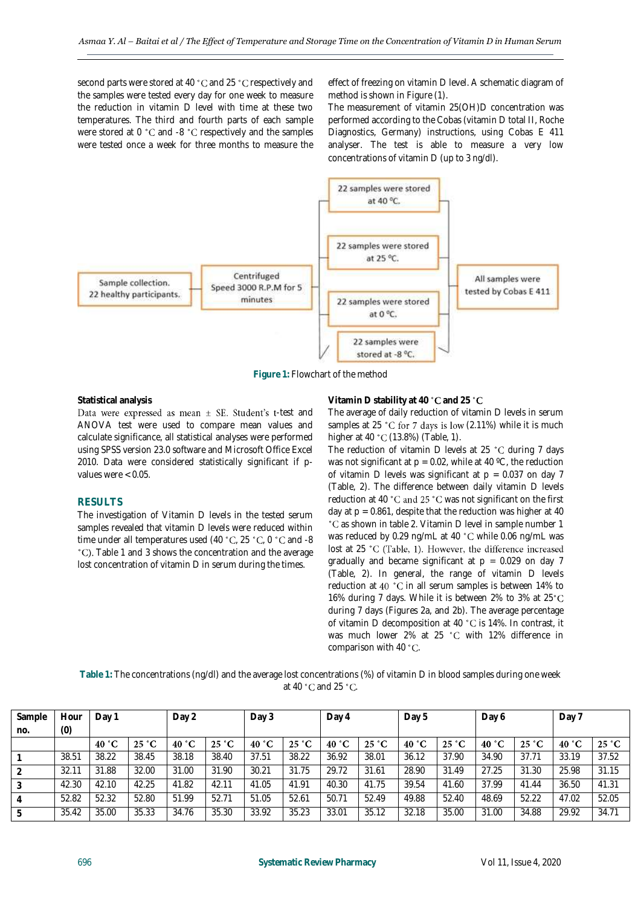second parts were stored at 40 °C and 25 °C respectively and the samples were tested every day for one week to measure the reduction in vitamin D level with time at these two temperatures. The third and fourth parts of each sample were stored at 0 °C and -8 °C respectively and the samples were tested once a week for three months to measure the effect of freezing on vitamin D level. A schematic diagram of method is shown in Figure (1).

The measurement of vitamin 25(OH)D concentration was performed according to the Cobas (vitamin D total II, Roche Diagnostics, Germany) instructions, using Cobas E 411 analyser. The test is able to measure a very low concentrations of vitamin D (up to 3 ng/dl).

Sample collection. 22 healthy participants. → Centrifuged Speed 3000 R.P.M for 5 minutes → 22 samples were stored at 40 °C. / 22 samples were stored at 25 °C. / 22 samples were stored at 0 °C. / 22 samples were stored at -8 °C. → All samples were tested by Cobas E 411

**Figure 1:** Flowchart of the method

**Statistical analysis**

Data were expressed as mean ± SE. Student's t-test and ANOVA test were used to compare mean values and calculate significance, all statistical analyses were performed using SPSS version 23.0 software and Microsoft Office Excel 2010. Data were considered statistically significant if p-values were < 0.05.

## RESULTS

The investigation of Vitamin D levels in the tested serum samples revealed that vitamin D levels were reduced within time under all temperatures used (40 °C, 25 °C, 0 °C and -8 °C). Table 1 and 3 shows the concentration and the average lost concentration of vitamin D in serum during the times.

**Vitamin D stability at 40 °C and 25 °C**

The average of daily reduction of vitamin D levels in serum samples at 25 °C for 7 days is low (2.11%) while it is much higher at 40 °C (13.8%) (Table, 1).

The reduction of vitamin D levels at 25 °C during 7 days was not significant at p = 0.02, while at 40 ºC, the reduction of vitamin D levels was significant at p = 0.037 on day 7 (Table, 2). The difference between daily vitamin D levels reduction at 40 °C and 25 °C was not significant on the first day at p = 0.861, despite that the reduction was higher at 40 °C as shown in table 2. Vitamin D level in sample number 1 was reduced by 0.29 ng/mL at 40 °C while 0.06 ng/mL was lost at 25 °C (Table, 1). However, the difference increased gradually and became significant at p = 0.029 on day 7 (Table, 2). In general, the range of vitamin D levels reduction at 40 °C in all serum samples is between 14% to 16% during 7 days. While it is between 2% to 3% at 25°C during 7 days (Figures 2a, and 2b). The average percentage of vitamin D decomposition at 40 °C is 14%. In contrast, it was much lower 2% at 25 °C with 12% difference in comparison with 40 °C.

**Table 1:** The concentrations (ng/dl) and the average lost concentrations (%) of vitamin D in blood samples during one week at 40 °C and 25 °C.

| Sample no. | Hour (0) | Day 1 | | Day 2 | | Day 3 | | Day 4 | | Day 5 | | Day 6 | | Day 7 | |
|---|---|---|---|---|---|---|---|---|---|---|---|---|---|---|---|
| | | 40 °C | 25 °C | 40 °C | 25 °C | 40 °C | 25 °C | 40 °C | 25 °C | 40 °C | 25 °C | 40 °C | 25 °C | 40 °C | 25 °C |
| **1** | 38.51 | 38.22 | 38.45 | 38.18 | 38.40 | 37.51 | 38.22 | 36.92 | 38.01 | 36.12 | 37.90 | 34.90 | 37.71 | 33.19 | 37.52 |
| **2** | 32.11 | 31.88 | 32.00 | 31.00 | 31.90 | 30.21 | 31.75 | 29.72 | 31.61 | 28.90 | 31.49 | 27.25 | 31.30 | 25.98 | 31.15 |
| **3** | 42.30 | 42.10 | 42.25 | 41.82 | 42.11 | 41.05 | 41.91 | 40.30 | 41.75 | 39.54 | 41.60 | 37.99 | 41.44 | 36.50 | 41.31 |
| **4** | 52.82 | 52.32 | 52.80 | 51.99 | 52.71 | 51.05 | 52.61 | 50.71 | 52.49 | 49.88 | 52.40 | 48.69 | 52.22 | 47.02 | 52.05 |
| **5** | 35.42 | 35.00 | 35.33 | 34.76 | 35.30 | 33.92 | 35.23 | 33.01 | 35.12 | 32.18 | 35.00 | 31.00 | 34.88 | 29.92 | 34.71 |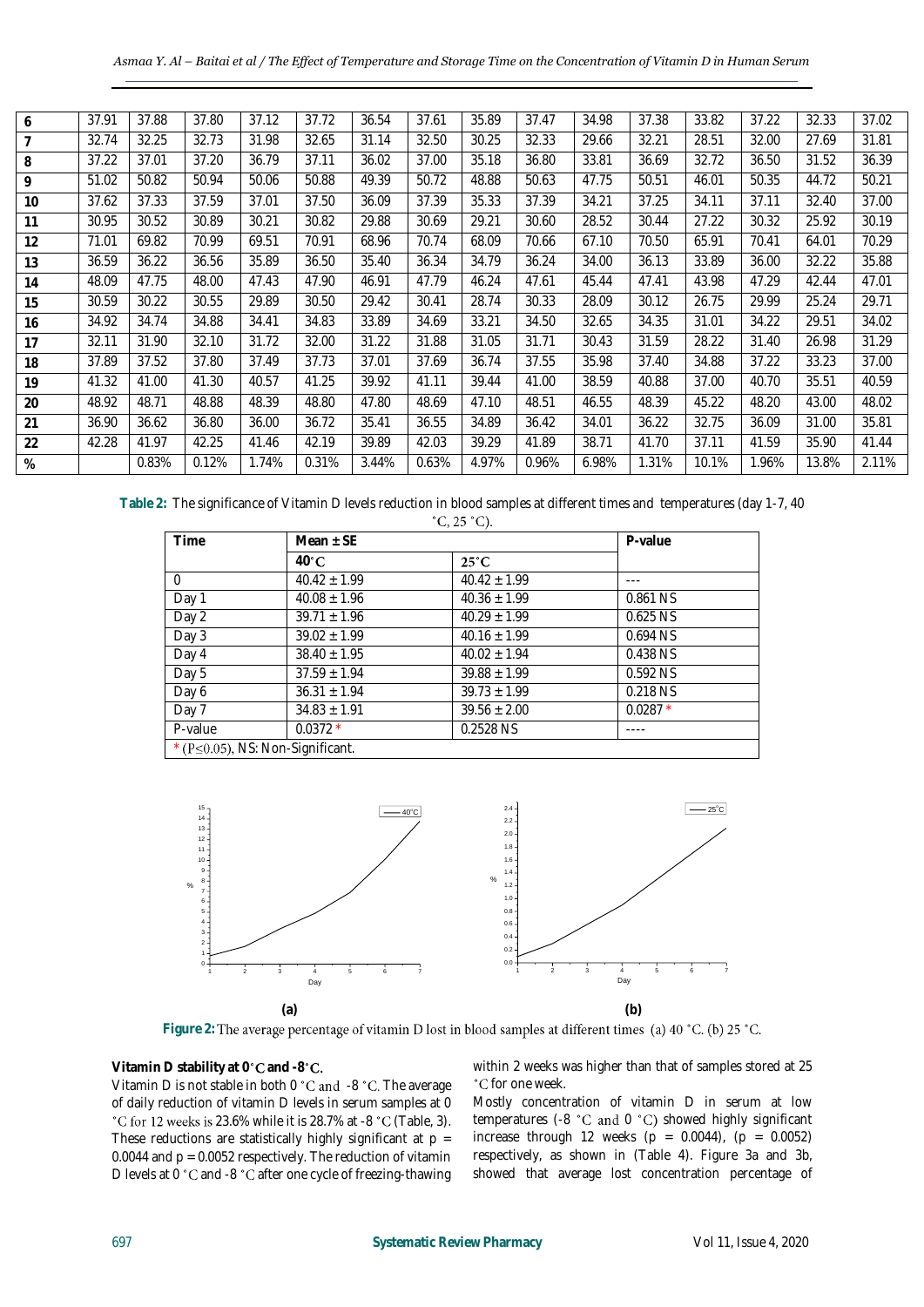| 6 | 37.91 | 37.88 | 37.80 | 37.12 | 37.72 | 36.54 | 37.61 | 35.89 | 37.47 | 34.98 | 37.38 | 33.82 | 37.22 | 32.33 | 37.02 |
|---|---|---|---|---|---|---|---|---|---|---|---|---|---|---|---|
| 7 | 32.74 | 32.25 | 32.73 | 31.98 | 32.65 | 31.14 | 32.50 | 30.25 | 32.33 | 29.66 | 32.21 | 28.51 | 32.00 | 27.69 | 31.81 |
| 8 | 37.22 | 37.01 | 37.20 | 36.79 | 37.11 | 36.02 | 37.00 | 35.18 | 36.80 | 33.81 | 36.69 | 32.72 | 36.50 | 31.52 | 36.39 |
| 9 | 51.02 | 50.82 | 50.94 | 50.06 | 50.88 | 49.39 | 50.72 | 48.88 | 50.63 | 47.75 | 50.51 | 46.01 | 50.35 | 44.72 | 50.21 |
| 10 | 37.62 | 37.33 | 37.59 | 37.01 | 37.50 | 36.09 | 37.39 | 35.33 | 37.39 | 34.21 | 37.25 | 34.11 | 37.11 | 32.40 | 37.00 |
| 11 | 30.95 | 30.52 | 30.89 | 30.21 | 30.82 | 29.88 | 30.69 | 29.21 | 30.60 | 28.52 | 30.44 | 27.22 | 30.32 | 25.92 | 30.19 |
| 12 | 71.01 | 69.82 | 70.99 | 69.51 | 70.91 | 68.96 | 70.74 | 68.09 | 70.66 | 67.10 | 70.50 | 65.91 | 70.41 | 64.01 | 70.29 |
| 13 | 36.59 | 36.22 | 36.56 | 35.89 | 36.50 | 35.40 | 36.34 | 34.79 | 36.24 | 34.00 | 36.13 | 33.89 | 36.00 | 32.22 | 35.88 |
| 14 | 48.09 | 47.75 | 48.00 | 47.43 | 47.90 | 46.91 | 47.79 | 46.24 | 47.61 | 45.44 | 47.41 | 43.98 | 47.29 | 42.44 | 47.01 |
| 15 | 30.59 | 30.22 | 30.55 | 29.89 | 30.50 | 29.42 | 30.41 | 28.74 | 30.33 | 28.09 | 30.12 | 26.75 | 29.99 | 25.24 | 29.71 |
| 16 | 34.92 | 34.74 | 34.88 | 34.41 | 34.83 | 33.89 | 34.69 | 33.21 | 34.50 | 32.65 | 34.35 | 31.01 | 34.22 | 29.51 | 34.02 |
| 17 | 32.11 | 31.90 | 32.10 | 31.72 | 32.00 | 31.22 | 31.88 | 31.05 | 31.71 | 30.43 | 31.59 | 28.22 | 31.40 | 26.98 | 31.29 |
| 18 | 37.89 | 37.52 | 37.80 | 37.49 | 37.73 | 37.01 | 37.69 | 36.74 | 37.55 | 35.98 | 37.40 | 34.88 | 37.22 | 33.23 | 37.00 |
| 19 | 41.32 | 41.00 | 41.30 | 40.57 | 41.25 | 39.92 | 41.11 | 39.44 | 41.00 | 38.59 | 40.88 | 37.00 | 40.70 | 35.51 | 40.59 |
| 20 | 48.92 | 48.71 | 48.88 | 48.39 | 48.80 | 47.80 | 48.69 | 47.10 | 48.51 | 46.55 | 48.39 | 45.22 | 48.20 | 43.00 | 48.02 |
| 21 | 36.90 | 36.62 | 36.80 | 36.00 | 36.72 | 35.41 | 36.55 | 34.89 | 36.42 | 34.01 | 36.22 | 32.75 | 36.09 | 31.00 | 35.81 |
| 22 | 42.28 | 41.97 | 42.25 | 41.46 | 42.19 | 39.89 | 42.03 | 39.29 | 41.89 | 38.71 | 41.70 | 37.11 | 41.59 | 35.90 | 41.44 |
| % | | 0.83% | 0.12% | 1.74% | 0.31% | 3.44% | 0.63% | 4.97% | 0.96% | 6.98% | 1.31% | 10.1% | 1.96% | 13.8% | 2.11% |

**Table 2:** The significance of Vitamin D levels reduction in blood samples at different times and temperatures (day 1-7, 40 °C, 25 °C).

| Time | Mean ± SE | | P-value |
|---|---|---|---|
| | 40°C | 25°C | |
| 0 | 40.42 ± 1.99 | 40.42 ± 1.99 | --- |
| Day 1 | 40.08 ± 1.96 | 40.36 ± 1.99 | 0.861 NS |
| Day 2 | 39.71 ± 1.96 | 40.29 ± 1.99 | 0.625 NS |
| Day 3 | 39.02 ± 1.99 | 40.16 ± 1.99 | 0.694 NS |
| Day 4 | 38.40 ± 1.95 | 40.02 ± 1.94 | 0.438 NS |
| Day 5 | 37.59 ± 1.94 | 39.88 ± 1.99 | 0.592 NS |
| Day 6 | 36.31 ± 1.94 | 39.73 ± 1.99 | 0.218 NS |
| Day 7 | 34.83 ± 1.91 | 39.56 ± 2.00 | 0.0287 * |
| P-value | 0.0372 * | 0.2528 NS | ---- |
| * ($P \leq 0.05$), NS: Non-Significant. | | | |

**Figure 2:** The average percentage of vitamin D lost in blood samples at different times (a) 40 °C. (b) 25 °C.

**Vitamin D stability at 0°C and -8°C.**

Vitamin D is not stable in both 0 °C and -8 °C. The average of daily reduction of vitamin D levels in serum samples at 0 °C for 12 weeks is 23.6% while it is 28.7% at -8 °C (Table, 3). These reductions are statistically highly significant at p = 0.0044 and p = 0.0052 respectively. The reduction of vitamin D levels at 0 °C and -8 °C after one cycle of freezing-thawing within 2 weeks was higher than that of samples stored at 25 °C for one week.

Mostly concentration of vitamin D in serum at low temperatures (-8 °C and 0 °C) showed highly significant increase through 12 weeks (p = 0.0044), (p = 0.0052) respectively, as shown in (Table 4). Figure 3a and 3b, showed that average lost concentration percentage of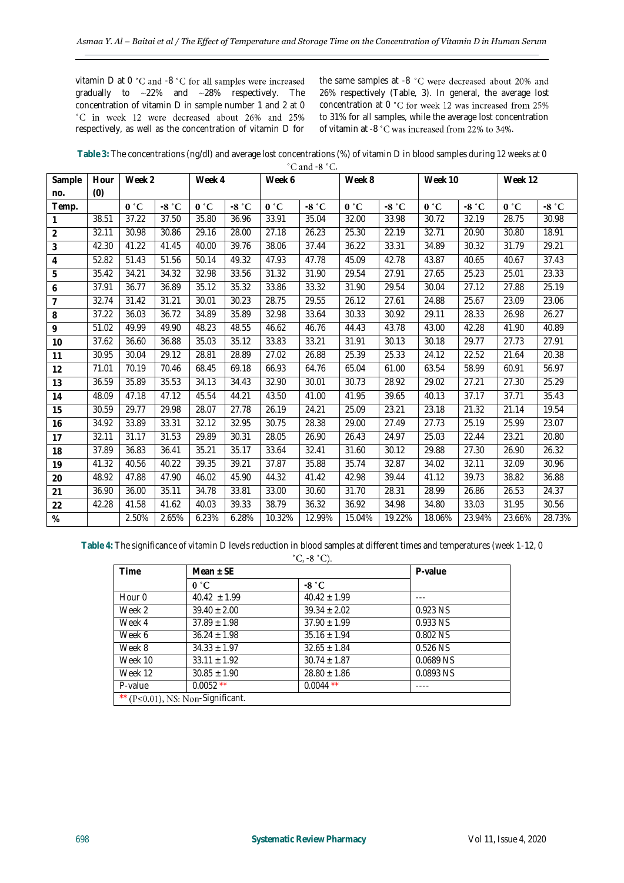vitamin D at 0 °C and -8 °C for all samples were increased gradually to ~22% and ~28% respectively. The concentration of vitamin D in sample number 1 and 2 at 0 °C in week 12 were decreased about 26% and 25% respectively, as well as the concentration of vitamin D for the same samples at -8 °C were decreased about 20% and 26% respectively (Table, 3). In general, the average lost concentration at 0 °C for week 12 was increased from 25% to 31% for all samples, while the average lost concentration of vitamin at -8 °C was increased from 22% to 34%.

**Table 3:** The concentrations (ng/dl) and average lost concentrations (%) of vitamin D in blood samples during 12 weeks at 0 °C and -8 °C.

| Sample no. | Hour (0) | Week 2 | | Week 4 | | Week 6 | | Week 8 | | Week 10 | | Week 12 | |
|---|---|---|---|---|---|---|---|---|---|---|---|---|---|
| Temp. | | 0 °C | -8 °C | 0 °C | -8 °C | 0 °C | -8 °C | 0 °C | -8 °C | 0 °C | -8 °C | 0 °C | -8 °C |
| 1 | 38.51 | 37.22 | 37.50 | 35.80 | 36.96 | 33.91 | 35.04 | 32.00 | 33.98 | 30.72 | 32.19 | 28.75 | 30.98 |
| 2 | 32.11 | 30.98 | 30.86 | 29.16 | 28.00 | 27.18 | 26.23 | 25.30 | 22.19 | 32.71 | 20.90 | 30.80 | 18.91 |
| 3 | 42.30 | 41.22 | 41.45 | 40.00 | 39.76 | 38.06 | 37.44 | 36.22 | 33.31 | 34.89 | 30.32 | 31.79 | 29.21 |
| 4 | 52.82 | 51.43 | 51.56 | 50.14 | 49.32 | 47.93 | 47.78 | 45.09 | 42.78 | 43.87 | 40.65 | 40.67 | 37.43 |
| 5 | 35.42 | 34.21 | 34.32 | 32.98 | 33.56 | 31.32 | 31.90 | 29.54 | 27.91 | 27.65 | 25.23 | 25.01 | 23.33 |
| 6 | 37.91 | 36.77 | 36.89 | 35.12 | 35.32 | 33.86 | 33.32 | 31.90 | 29.54 | 30.04 | 27.12 | 27.88 | 25.19 |
| 7 | 32.74 | 31.42 | 31.21 | 30.01 | 30.23 | 28.75 | 29.55 | 26.12 | 27.61 | 24.88 | 25.67 | 23.09 | 23.06 |
| 8 | 37.22 | 36.03 | 36.72 | 34.89 | 35.89 | 32.98 | 33.64 | 30.33 | 30.92 | 29.11 | 28.33 | 26.98 | 26.27 |
| 9 | 51.02 | 49.99 | 49.90 | 48.23 | 48.55 | 46.62 | 46.76 | 44.43 | 43.78 | 43.00 | 42.28 | 41.90 | 40.89 |
| 10 | 37.62 | 36.60 | 36.88 | 35.03 | 35.12 | 33.83 | 33.21 | 31.91 | 30.13 | 30.18 | 29.77 | 27.73 | 27.91 |
| 11 | 30.95 | 30.04 | 29.12 | 28.81 | 28.89 | 27.02 | 26.88 | 25.39 | 25.33 | 24.12 | 22.52 | 21.64 | 20.38 |
| 12 | 71.01 | 70.19 | 70.46 | 68.45 | 69.18 | 66.93 | 64.76 | 65.04 | 61.00 | 63.54 | 58.99 | 60.91 | 56.97 |
| 13 | 36.59 | 35.89 | 35.53 | 34.13 | 34.43 | 32.90 | 30.01 | 30.73 | 28.92 | 29.02 | 27.21 | 27.30 | 25.29 |
| 14 | 48.09 | 47.18 | 47.12 | 45.54 | 44.21 | 43.50 | 41.00 | 41.95 | 39.65 | 40.13 | 37.17 | 37.71 | 35.43 |
| 15 | 30.59 | 29.77 | 29.98 | 28.07 | 27.78 | 26.19 | 24.21 | 25.09 | 23.21 | 23.18 | 21.32 | 21.14 | 19.54 |
| 16 | 34.92 | 33.89 | 33.31 | 32.12 | 32.95 | 30.75 | 28.38 | 29.00 | 27.49 | 27.73 | 25.19 | 25.99 | 23.07 |
| 17 | 32.11 | 31.17 | 31.53 | 29.89 | 30.31 | 28.05 | 26.90 | 26.43 | 24.97 | 25.03 | 22.44 | 23.21 | 20.80 |
| 18 | 37.89 | 36.83 | 36.41 | 35.21 | 35.17 | 33.64 | 32.41 | 31.60 | 30.12 | 29.88 | 27.30 | 26.90 | 26.32 |
| 19 | 41.32 | 40.56 | 40.22 | 39.35 | 39.21 | 37.87 | 35.88 | 35.74 | 32.87 | 34.02 | 32.11 | 32.09 | 30.96 |
| 20 | 48.92 | 47.88 | 47.90 | 46.02 | 45.90 | 44.32 | 41.42 | 42.98 | 39.44 | 41.12 | 39.73 | 38.82 | 36.88 |
| 21 | 36.90 | 36.00 | 35.11 | 34.78 | 33.81 | 33.00 | 30.60 | 31.70 | 28.31 | 28.99 | 26.86 | 26.53 | 24.37 |
| 22 | 42.28 | 41.58 | 41.62 | 40.03 | 39.33 | 38.79 | 36.32 | 36.92 | 34.98 | 34.80 | 33.03 | 31.95 | 30.56 |
| % | | 2.50% | 2.65% | 6.23% | 6.28% | 10.32% | 12.99% | 15.04% | 19.22% | 18.06% | 23.94% | 23.66% | 28.73% |

**Table 4:** The significance of vitamin D levels reduction in blood samples at different times and temperatures (week 1-12, 0 °C, -8 °C).

| Time | Mean ± SE | | P-value |
|---|---|---|---|
| | 0 °C | -8 °C | |
| Hour 0 | 40.42 ± 1.99 | 40.42 ± 1.99 | --- |
| Week 2 | 39.40 ± 2.00 | 39.34 ± 2.02 | 0.923 NS |
| Week 4 | 37.89 ± 1.98 | 37.90 ± 1.99 | 0.933 NS |
| Week 6 | 36.24 ± 1.98 | 35.16 ± 1.94 | 0.802 NS |
| Week 8 | 34.33 ± 1.97 | 32.65 ± 1.84 | 0.526 NS |
| Week 10 | 33.11 ± 1.92 | 30.74 ± 1.87 | 0.0689 NS |
| Week 12 | 30.85 ± 1.90 | 28.80 ± 1.86 | 0.0893 NS |
| P-value | 0.0052 ** | 0.0044 ** | ---- |
| ** (P≤0.01), NS: Non-Significant. | | | |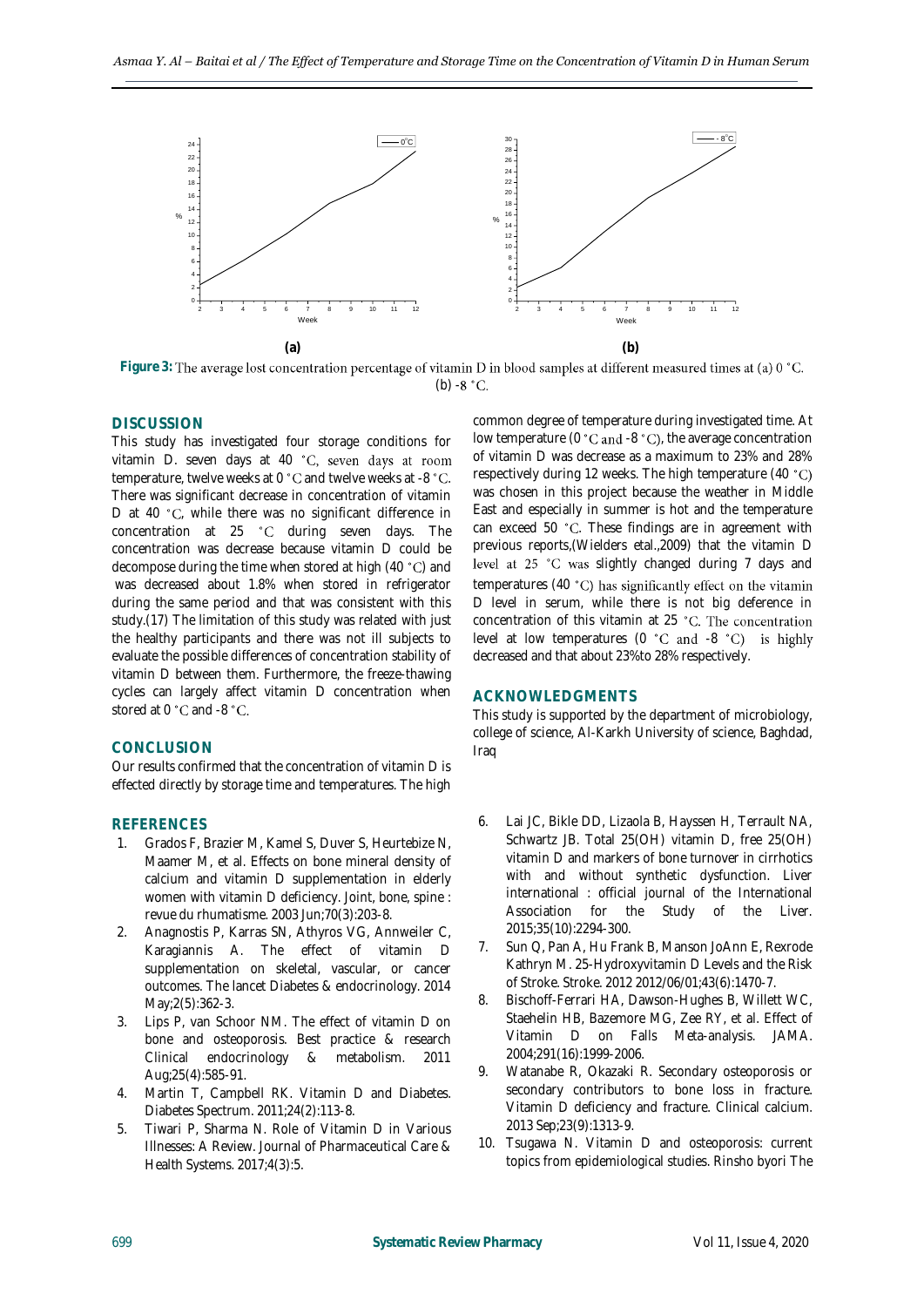Figure 3: The average lost concentration percentage of vitamin D in blood samples at different measured times at (a) 0 °C. (b) -8 °C.

## DISCUSSION

This study has investigated four storage conditions for vitamin D. seven days at 40 °C, seven days at room temperature, twelve weeks at 0 °C and twelve weeks at -8 °C. There was significant decrease in concentration of vitamin D at 40 °C, while there was no significant difference in concentration at 25 °C during seven days. The concentration was decrease because vitamin D could be decompose during the time when stored at high (40 °C) and was decreased about 1.8% when stored in refrigerator during the same period and that was consistent with this study.(17) The limitation of this study was related with just the healthy participants and there was not ill subjects to evaluate the possible differences of concentration stability of vitamin D between them. Furthermore, the freeze-thawing cycles can largely affect vitamin D concentration when stored at 0 °C and -8 °C.

## CONCLUSION

Our results confirmed that the concentration of vitamin D is effected directly by storage time and temperatures. The high common degree of temperature during investigated time. At low temperature (0 °C and -8 °C), the average concentration of vitamin D was decrease as a maximum to 23% and 28% respectively during 12 weeks. The high temperature (40 °C) was chosen in this project because the weather in Middle East and especially in summer is hot and the temperature can exceed 50 °C. These findings are in agreement with previous reports,(Wielders etal.,2009) that the vitamin D level at 25 °C was slightly changed during 7 days and temperatures (40 °C) has significantly effect on the vitamin D level in serum, while there is not big deference in concentration of this vitamin at 25 °C. The concentration level at low temperatures (0 °C and -8 °C) is highly decreased and that about 23%to 28% respectively.

## ACKNOWLEDGMENTS

This study is supported by the department of microbiology, college of science, Al-Karkh University of science, Baghdad, Iraq

## REFERENCES

1. Grados F, Brazier M, Kamel S, Duver S, Heurtebize N, Maamer M, et al. Effects on bone mineral density of calcium and vitamin D supplementation in elderly women with vitamin D deficiency. Joint, bone, spine : revue du rhumatisme. 2003 Jun;70(3):203-8.
2. Anagnostis P, Karras SN, Athyros VG, Annweiler C, Karagiannis A. The effect of vitamin D supplementation on skeletal, vascular, or cancer outcomes. The lancet Diabetes & endocrinology. 2014 May;2(5):362-3.
3. Lips P, van Schoor NM. The effect of vitamin D on bone and osteoporosis. Best practice & research Clinical endocrinology & metabolism. 2011 Aug;25(4):585-91.
4. Martin T, Campbell RK. Vitamin D and Diabetes. Diabetes Spectrum. 2011;24(2):113-8.
5. Tiwari P, Sharma N. Role of Vitamin D in Various Illnesses: A Review. Journal of Pharmaceutical Care & Health Systems. 2017;4(3):5.
6. Lai JC, Bikle DD, Lizaola B, Hayssen H, Terrault NA, Schwartz JB. Total 25(OH) vitamin D, free 25(OH) vitamin D and markers of bone turnover in cirrhotics with and without synthetic dysfunction. Liver international : official journal of the International Association for the Study of the Liver. 2015;35(10):2294-300.
7. Sun Q, Pan A, Hu Frank B, Manson JoAnn E, Rexrode Kathryn M. 25-Hydroxyvitamin D Levels and the Risk of Stroke. Stroke. 2012 2012/06/01;43(6):1470-7.
8. Bischoff-Ferrari HA, Dawson-Hughes B, Willett WC, Staehelin HB, Bazemore MG, Zee RY, et al. Effect of Vitamin D on Falls Meta-analysis. JAMA. 2004;291(16):1999-2006.
9. Watanabe R, Okazaki R. Secondary osteoporosis or secondary contributors to bone loss in fracture. Vitamin D deficiency and fracture. Clinical calcium. 2013 Sep;23(9):1313-9.
10. Tsugawa N. Vitamin D and osteoporosis: current topics from epidemiological studies. Rinsho byori The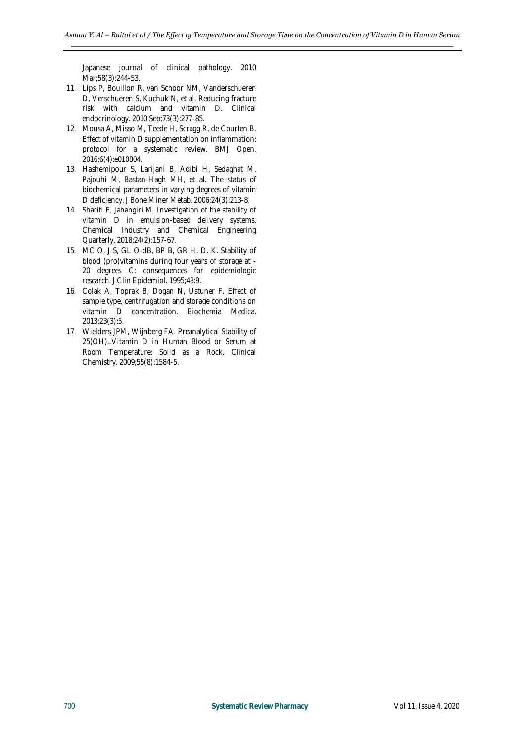Japanese journal of clinical pathology. 2010 Mar;58(3):244-53.

11. Lips P, Bouillon R, van Schoor NM, Vanderschueren D, Verschueren S, Kuchuk N, et al. Reducing fracture risk with calcium and vitamin D. Clinical endocrinology. 2010 Sep;73(3):277-85.
12. Mousa A, Misso M, Teede H, Scragg R, de Courten B. Effect of vitamin D supplementation on inflammation: protocol for a systematic review. BMJ Open. 2016;6(4):e010804.
13. Hashemipour S, Larijani B, Adibi H, Sedaghat M, Pajouhi M, Bastan-Hagh MH, et al. The status of biochemical parameters in varying degrees of vitamin D deficiency. J Bone Miner Metab. 2006;24(3):213-8.
14. Sharifi F, Jahangiri M. Investigation of the stability of vitamin D in emulsion-based delivery systems. Chemical Industry and Chemical Engineering Quarterly. 2018;24(2):157-67.
15. MC O, J S, GL O-dB, BP B, GR H, D. K. Stability of blood (pro)vitamins during four years of storage at -20 degrees C: consequences for epidemiologic research. J Clin Epidemiol. 1995;48:9.
16. Colak A, Toprak B, Dogan N, Ustuner F. Effect of sample type, centrifugation and storage conditions on vitamin D concentration. Biochemia Medica. 2013;23(3):5.
17. Wielders JPM, Wijnberg FA. Preanalytical Stability of 25(OH)–Vitamin D in Human Blood or Serum at Room Temperature: Solid as a Rock. Clinical Chemistry. 2009;55(8):1584-5.